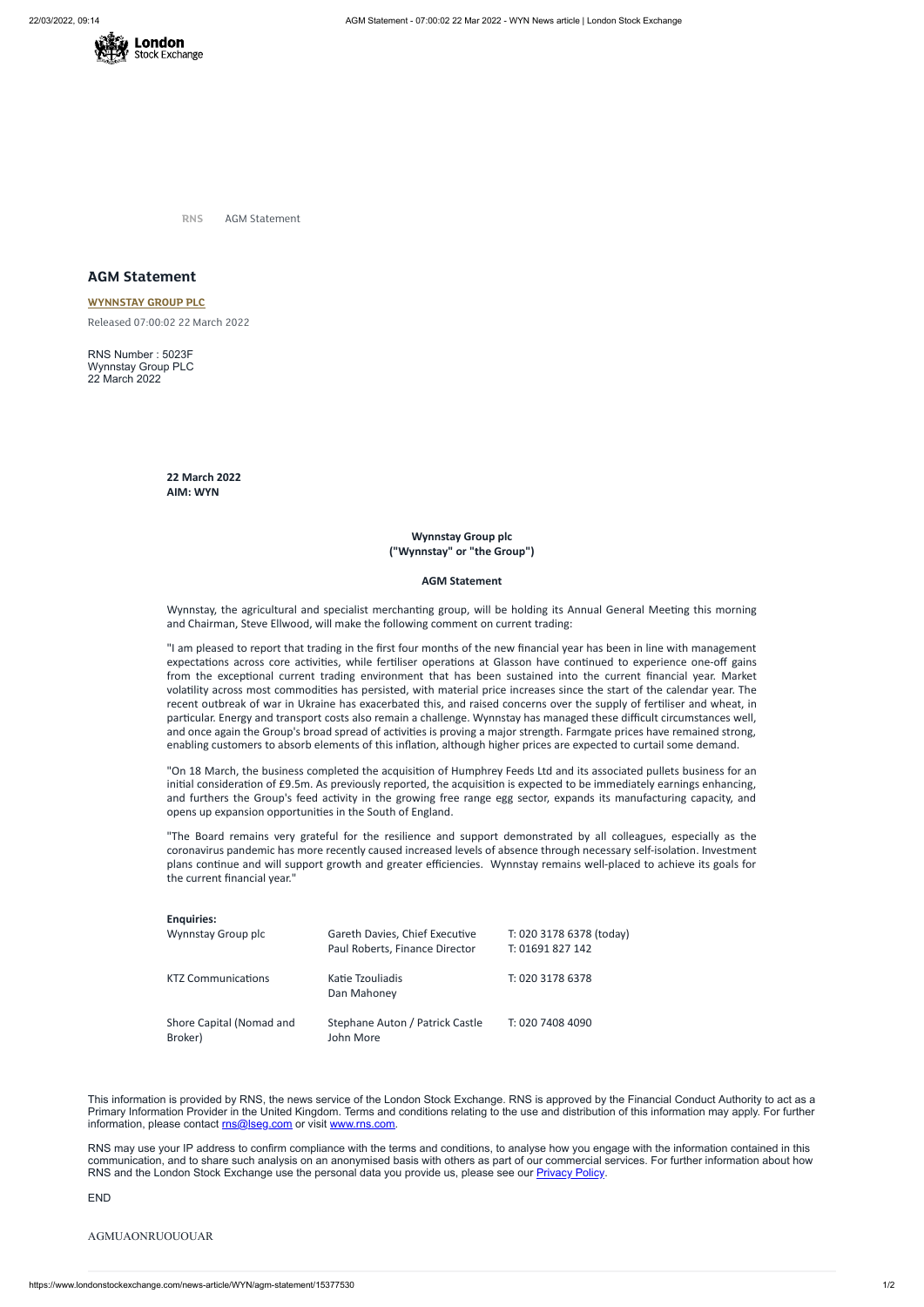RNS AGM Statement

# AGM Statement

**WYNNSTAY GROUP PLC**

Released 07:00:02 22 March 2022

RNS Number : 5023F
Wynnstay Group PLC
22 March 2022

**22 March 2022**
**AIM: WYN**

**Wynnstay Group plc**
**("Wynnstay" or "the Group")**

**AGM Statement**

Wynnstay, the agricultural and specialist merchanting group, will be holding its Annual General Meeting this morning and Chairman, Steve Ellwood, will make the following comment on current trading:

"I am pleased to report that trading in the first four months of the new financial year has been in line with management expectations across core activities, while fertiliser operations at Glasson have continued to experience one-off gains from the exceptional current trading environment that has been sustained into the current financial year. Market volatility across most commodities has persisted, with material price increases since the start of the calendar year. The recent outbreak of war in Ukraine has exacerbated this, and raised concerns over the supply of fertiliser and wheat, in particular. Energy and transport costs also remain a challenge. Wynnstay has managed these difficult circumstances well, and once again the Group's broad spread of activities is proving a major strength. Farmgate prices have remained strong, enabling customers to absorb elements of this inflation, although higher prices are expected to curtail some demand.

"On 18 March, the business completed the acquisition of Humphrey Feeds Ltd and its associated pullets business for an initial consideration of £9.5m. As previously reported, the acquisition is expected to be immediately earnings enhancing, and furthers the Group's feed activity in the growing free range egg sector, expands its manufacturing capacity, and opens up expansion opportunities in the South of England.

"The Board remains very grateful for the resilience and support demonstrated by all colleagues, especially as the coronavirus pandemic has more recently caused increased levels of absence through necessary self-isolation. Investment plans continue and will support growth and greater efficiencies. Wynnstay remains well-placed to achieve its goals for the current financial year."

**Enquiries:**

| | | |
|---|---|---|
| Wynnstay Group plc | Gareth Davies, Chief Executive<br>Paul Roberts, Finance Director | T: 020 3178 6378 (today)<br>T: 01691 827 142 |
| KTZ Communications | Katie Tzouliadis<br>Dan Mahoney | T: 020 3178 6378 |
| Shore Capital (Nomad and Broker) | Stephane Auton / Patrick Castle<br>John More | T: 020 7408 4090 |

This information is provided by RNS, the news service of the London Stock Exchange. RNS is approved by the Financial Conduct Authority to act as a Primary Information Provider in the United Kingdom. Terms and conditions relating to the use and distribution of this information may apply. For further information, please contact rns@lseg.com or visit www.rns.com.

RNS may use your IP address to confirm compliance with the terms and conditions, to analyse how you engage with the information contained in this communication, and to share such analysis on an anonymised basis with others as part of our commercial services. For further information about how RNS and the London Stock Exchange use the personal data you provide us, please see our Privacy Policy.

END

AGMUAONRUOUOUAR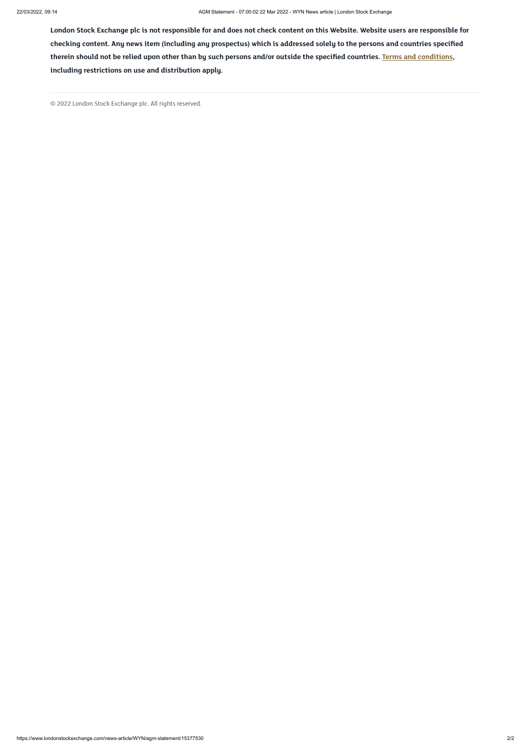**London Stock Exchange plc is not responsible for and does not check content on this Website. Website users are responsible for checking content. Any news item (including any prospectus) which is addressed solely to the persons and countries specified therein should not be relied upon other than by such persons and/or outside the specified countries. Terms and conditions, including restrictions on use and distribution apply.**

---

© 2022 London Stock Exchange plc. All rights reserved.